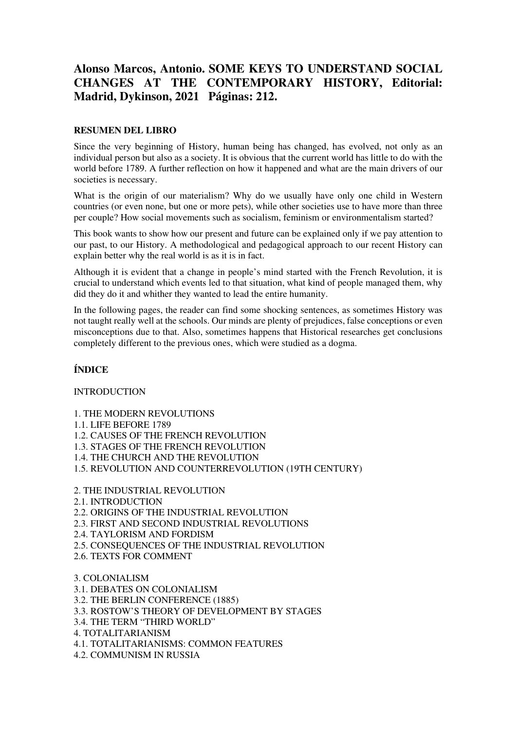# Alonso Marcos, Antonio. SOME KEYS TO UNDERSTAND SOCIAL CHANGES AT THE CONTEMPORARY HISTORY, Editorial: Madrid, Dykinson, 2021 Páginas: 212.

## RESUMEN DEL LIBRO

Since the very beginning of History, human being has changed, has evolved, not only as an individual person but also as a society. It is obvious that the current world has little to do with the world before 1789. A further reflection on how it happened and what are the main drivers of our societies is necessary.

What is the origin of our materialism? Why do we usually have only one child in Western countries (or even none, but one or more pets), while other societies use to have more than three per couple? How social movements such as socialism, feminism or environmentalism started?

This book wants to show how our present and future can be explained only if we pay attention to our past, to our History. A methodological and pedagogical approach to our recent History can explain better why the real world is as it is in fact.

Although it is evident that a change in people's mind started with the French Revolution, it is crucial to understand which events led to that situation, what kind of people managed them, why did they do it and whither they wanted to lead the entire humanity.

In the following pages, the reader can find some shocking sentences, as sometimes History was not taught really well at the schools. Our minds are plenty of prejudices, false conceptions or even misconceptions due to that. Also, sometimes happens that Historical researches get conclusions completely different to the previous ones, which were studied as a dogma.

## ÍNDICE

INTRODUCTION

1. THE MODERN REVOLUTIONS
1.1. LIFE BEFORE 1789
1.2. CAUSES OF THE FRENCH REVOLUTION
1.3. STAGES OF THE FRENCH REVOLUTION
1.4. THE CHURCH AND THE REVOLUTION
1.5. REVOLUTION AND COUNTERREVOLUTION (19TH CENTURY)

2. THE INDUSTRIAL REVOLUTION
2.1. INTRODUCTION
2.2. ORIGINS OF THE INDUSTRIAL REVOLUTION
2.3. FIRST AND SECOND INDUSTRIAL REVOLUTIONS
2.4. TAYLORISM AND FORDISM
2.5. CONSEQUENCES OF THE INDUSTRIAL REVOLUTION
2.6. TEXTS FOR COMMENT

3. COLONIALISM
3.1. DEBATES ON COLONIALISM
3.2. THE BERLIN CONFERENCE (1885)
3.3. ROSTOW'S THEORY OF DEVELOPMENT BY STAGES
3.4. THE TERM "THIRD WORLD"
4. TOTALITARIANISM
4.1. TOTALITARIANISMS: COMMON FEATURES
4.2. COMMUNISM IN RUSSIA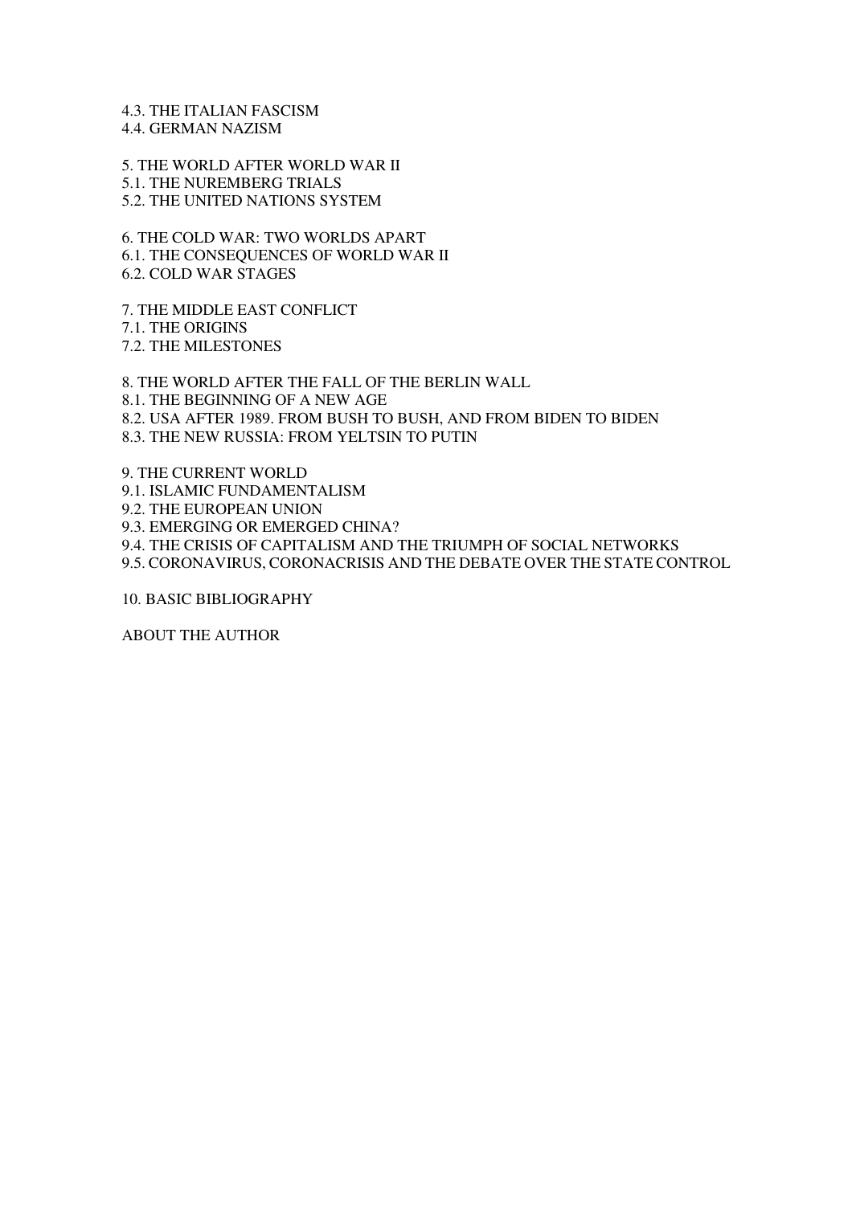4.3. THE ITALIAN FASCISM
4.4. GERMAN NAZISM

5. THE WORLD AFTER WORLD WAR II
5.1. THE NUREMBERG TRIALS
5.2. THE UNITED NATIONS SYSTEM

6. THE COLD WAR: TWO WORLDS APART
6.1. THE CONSEQUENCES OF WORLD WAR II
6.2. COLD WAR STAGES

7. THE MIDDLE EAST CONFLICT
7.1. THE ORIGINS
7.2. THE MILESTONES

8. THE WORLD AFTER THE FALL OF THE BERLIN WALL
8.1. THE BEGINNING OF A NEW AGE
8.2. USA AFTER 1989. FROM BUSH TO BUSH, AND FROM BIDEN TO BIDEN
8.3. THE NEW RUSSIA: FROM YELTSIN TO PUTIN

9. THE CURRENT WORLD
9.1. ISLAMIC FUNDAMENTALISM
9.2. THE EUROPEAN UNION
9.3. EMERGING OR EMERGED CHINA?
9.4. THE CRISIS OF CAPITALISM AND THE TRIUMPH OF SOCIAL NETWORKS
9.5. CORONAVIRUS, CORONACRISIS AND THE DEBATE OVER THE STATE CONTROL

10. BASIC BIBLIOGRAPHY

ABOUT THE AUTHOR